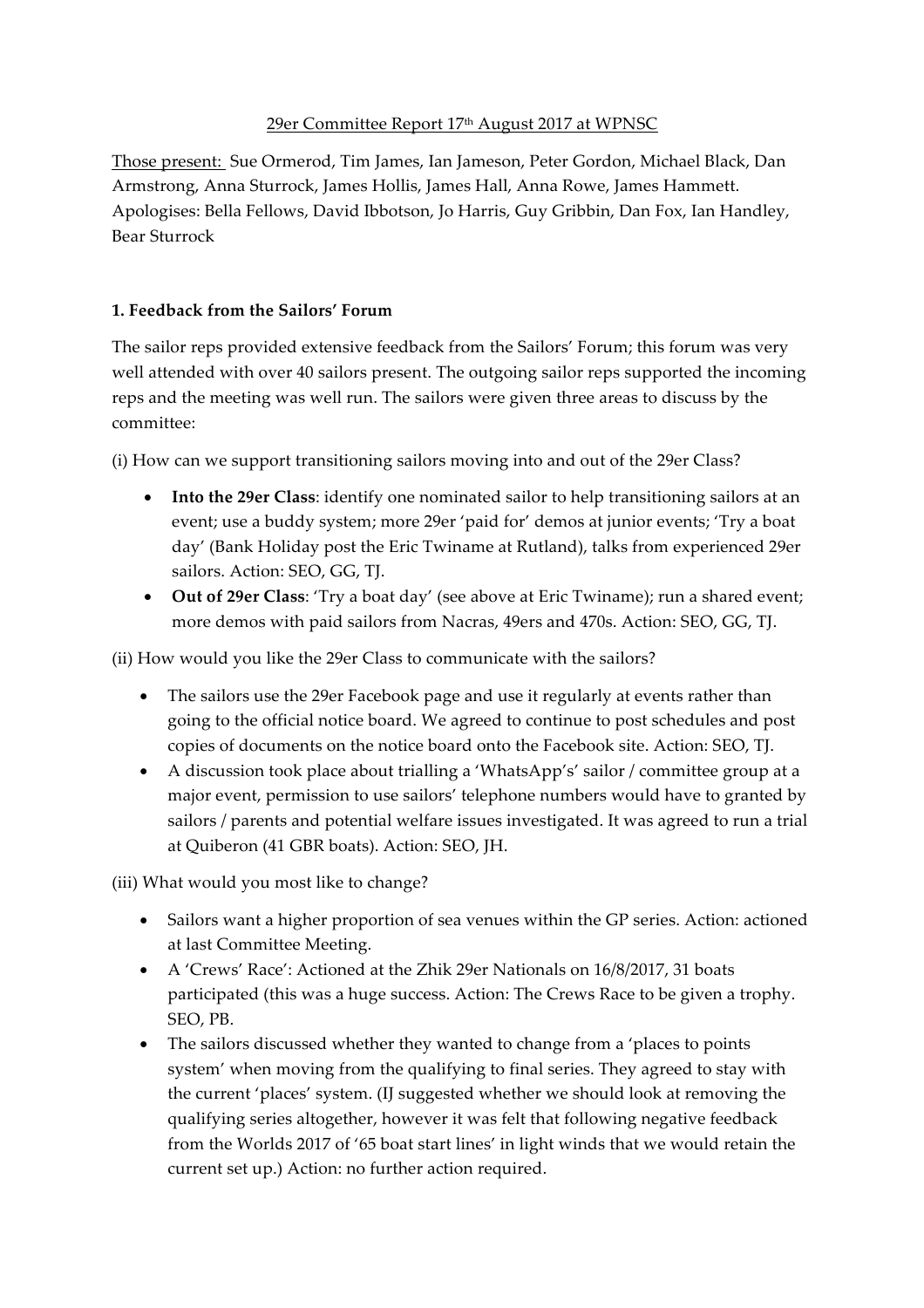29er Committee Report 17th August 2017 at WPNSC

Those present: Sue Ormerod, Tim James, Ian Jameson, Peter Gordon, Michael Black, Dan Armstrong, Anna Sturrock, James Hollis, James Hall, Anna Rowe, James Hammett.
Apologises: Bella Fellows, David Ibbotson, Jo Harris, Guy Gribbin, Dan Fox, Ian Handley, Bear Sturrock

**1. Feedback from the Sailors' Forum**

The sailor reps provided extensive feedback from the Sailors' Forum; this forum was very well attended with over 40 sailors present. The outgoing sailor reps supported the incoming reps and the meeting was well run. The sailors were given three areas to discuss by the committee:

(i) How can we support transitioning sailors moving into and out of the 29er Class?

- **Into the 29er Class**: identify one nominated sailor to help transitioning sailors at an event; use a buddy system; more 29er 'paid for' demos at junior events; 'Try a boat day' (Bank Holiday post the Eric Twiname at Rutland), talks from experienced 29er sailors. Action: SEO, GG, TJ.
- **Out of 29er Class**: 'Try a boat day' (see above at Eric Twiname); run a shared event; more demos with paid sailors from Nacras, 49ers and 470s. Action: SEO, GG, TJ.

(ii) How would you like the 29er Class to communicate with the sailors?

- The sailors use the 29er Facebook page and use it regularly at events rather than going to the official notice board. We agreed to continue to post schedules and post copies of documents on the notice board onto the Facebook site. Action: SEO, TJ.
- A discussion took place about trialling a 'WhatsApp's' sailor / committee group at a major event, permission to use sailors' telephone numbers would have to granted by sailors / parents and potential welfare issues investigated. It was agreed to run a trial at Quiberon (41 GBR boats). Action: SEO, JH.

(iii) What would you most like to change?

- Sailors want a higher proportion of sea venues within the GP series. Action: actioned at last Committee Meeting.
- A 'Crews' Race': Actioned at the Zhik 29er Nationals on 16/8/2017, 31 boats participated (this was a huge success. Action: The Crews Race to be given a trophy. SEO, PB.
- The sailors discussed whether they wanted to change from a 'places to points system' when moving from the qualifying to final series. They agreed to stay with the current 'places' system. (IJ suggested whether we should look at removing the qualifying series altogether, however it was felt that following negative feedback from the Worlds 2017 of '65 boat start lines' in light winds that we would retain the current set up.) Action: no further action required.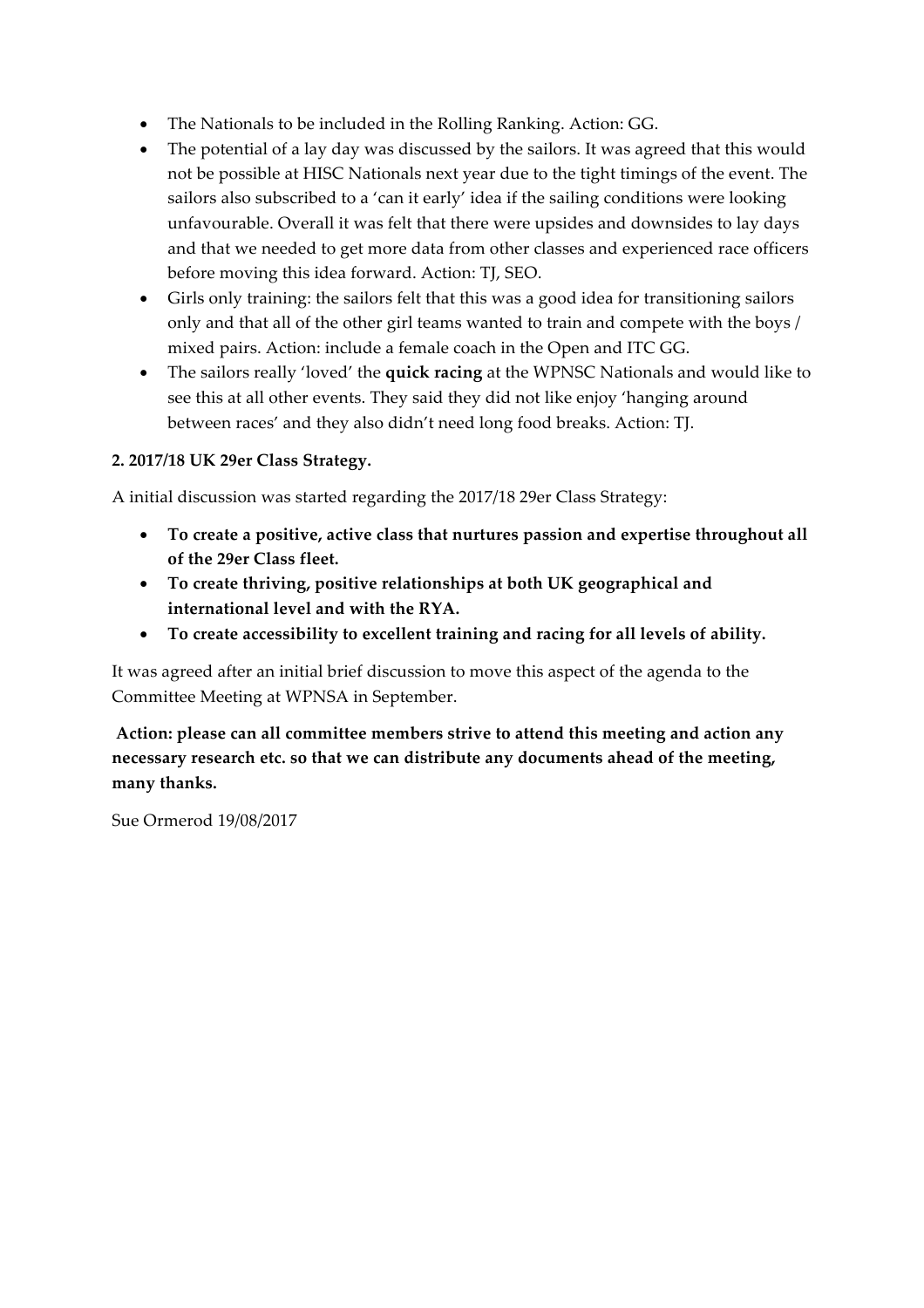- The Nationals to be included in the Rolling Ranking. Action: GG.
- The potential of a lay day was discussed by the sailors. It was agreed that this would not be possible at HISC Nationals next year due to the tight timings of the event. The sailors also subscribed to a 'can it early' idea if the sailing conditions were looking unfavourable. Overall it was felt that there were upsides and downsides to lay days and that we needed to get more data from other classes and experienced race officers before moving this idea forward. Action: TJ, SEO.
- Girls only training: the sailors felt that this was a good idea for transitioning sailors only and that all of the other girl teams wanted to train and compete with the boys / mixed pairs. Action: include a female coach in the Open and ITC GG.
- The sailors really 'loved' the **quick racing** at the WPNSC Nationals and would like to see this at all other events. They said they did not like enjoy 'hanging around between races' and they also didn't need long food breaks. Action: TJ.

**2. 2017/18 UK 29er Class Strategy.**

A initial discussion was started regarding the 2017/18 29er Class Strategy:

- **To create a positive, active class that nurtures passion and expertise throughout all of the 29er Class fleet.**
- **To create thriving, positive relationships at both UK geographical and international level and with the RYA.**
- **To create accessibility to excellent training and racing for all levels of ability.**

It was agreed after an initial brief discussion to move this aspect of the agenda to the Committee Meeting at WPNSA in September.

**Action: please can all committee members strive to attend this meeting and action any necessary research etc. so that we can distribute any documents ahead of the meeting, many thanks.**

Sue Ormerod 19/08/2017